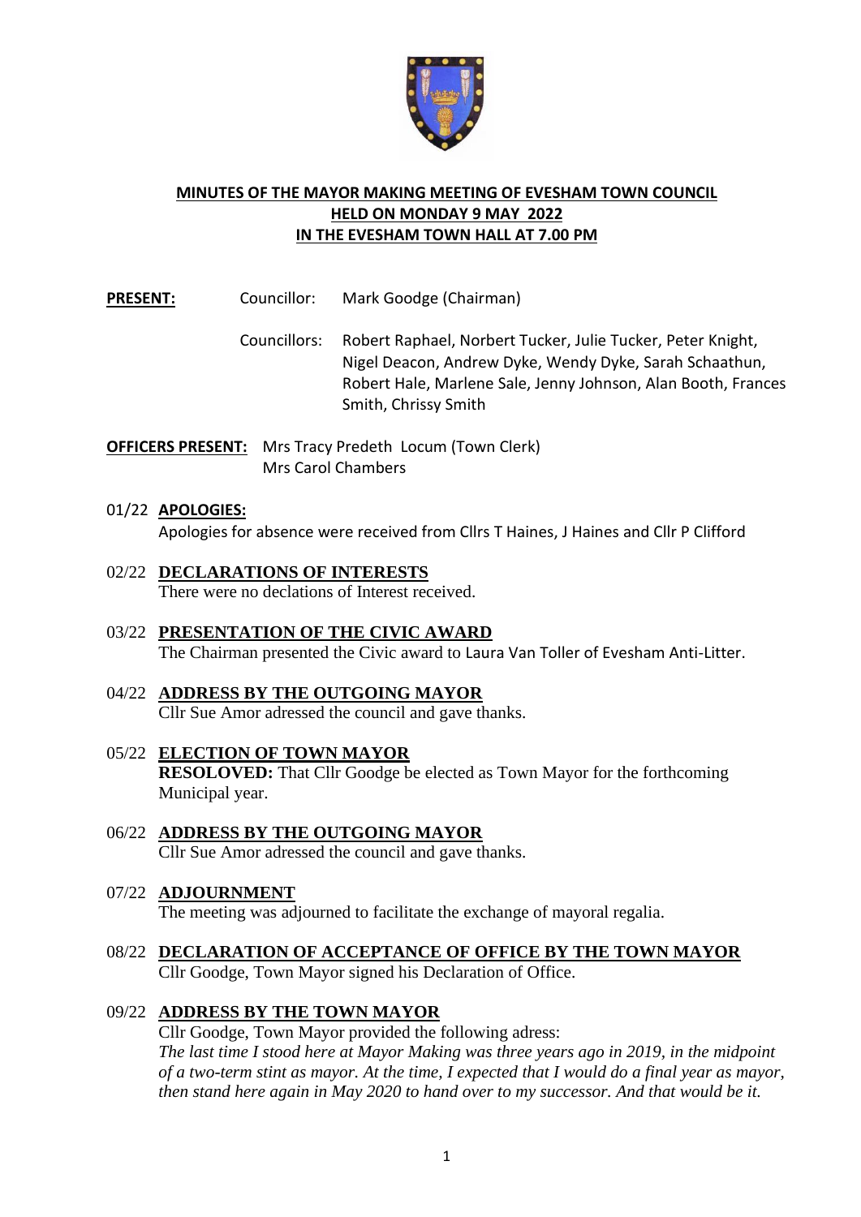**MINUTES OF THE MAYOR MAKING MEETING OF EVESHAM TOWN COUNCIL**
**HELD ON MONDAY 9 MAY 2022**
**IN THE EVESHAM TOWN HALL AT 7.00 PM**

**PRESENT:** Councillor: Mark Goodge (Chairman)

Councillors: Robert Raphael, Norbert Tucker, Julie Tucker, Peter Knight, Nigel Deacon, Andrew Dyke, Wendy Dyke, Sarah Schaathun, Robert Hale, Marlene Sale, Jenny Johnson, Alan Booth, Frances Smith, Chrissy Smith

**OFFICERS PRESENT:** Mrs Tracy Predeth Locum (Town Clerk)
Mrs Carol Chambers

01/22 **APOLOGIES:**
Apologies for absence were received from Cllrs T Haines, J Haines and Cllr P Clifford

02/22 **DECLARATIONS OF INTERESTS**
There were no declations of Interest received.

03/22 **PRESENTATION OF THE CIVIC AWARD**
The Chairman presented the Civic award to Laura Van Toller of Evesham Anti-Litter.

04/22 **ADDRESS BY THE OUTGOING MAYOR**
Cllr Sue Amor adressed the council and gave thanks.

05/22 **ELECTION OF TOWN MAYOR**
**RESOLOVED:** That Cllr Goodge be elected as Town Mayor for the forthcoming Municipal year.

06/22 **ADDRESS BY THE OUTGOING MAYOR**
Cllr Sue Amor adressed the council and gave thanks.

07/22 **ADJOURNMENT**
The meeting was adjourned to facilitate the exchange of mayoral regalia.

08/22 **DECLARATION OF ACCEPTANCE OF OFFICE BY THE TOWN MAYOR**
Cllr Goodge, Town Mayor signed his Declaration of Office.

09/22 **ADDRESS BY THE TOWN MAYOR**
Cllr Goodge, Town Mayor provided the following adress:
*The last time I stood here at Mayor Making was three years ago in 2019, in the midpoint of a two-term stint as mayor. At the time, I expected that I would do a final year as mayor, then stand here again in May 2020 to hand over to my successor. And that would be it.*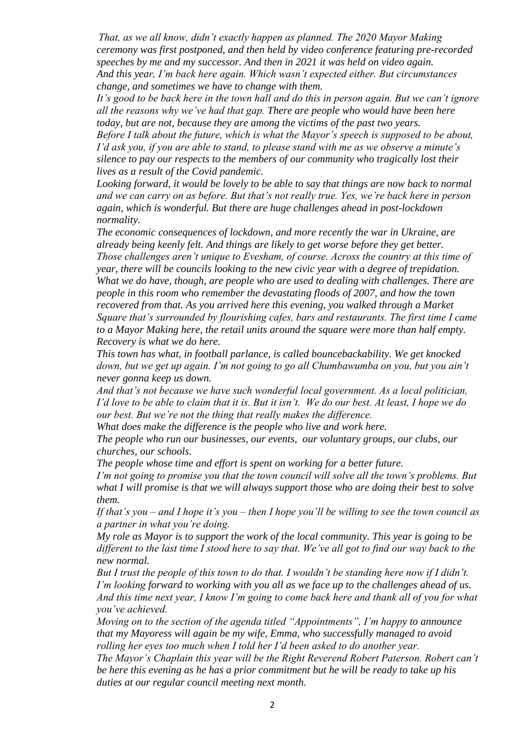*That, as we all know, didn't exactly happen as planned. The 2020 Mayor Making ceremony was first postponed, and then held by video conference featuring pre-recorded speeches by me and my successor. And then in 2021 it was held on video again.*
*And this year, I'm back here again. Which wasn't expected either. But circumstances change, and sometimes we have to change with them.*

*It's good to be back here in the town hall and do this in person again. But we can't ignore all the reasons why we've had that gap. There are people who would have been here today, but are not, because they are among the victims of the past two years.*

*Before I talk about the future, which is what the Mayor's speech is supposed to be about, I'd ask you, if you are able to stand, to please stand with me as we observe a minute's silence to pay our respects to the members of our community who tragically lost their lives as a result of the Covid pandemic.*

*Looking forward, it would be lovely to be able to say that things are now back to normal and we can carry on as before. But that's not really true. Yes, we're back here in person again, which is wonderful. But there are huge challenges ahead in post-lockdown normality.*

*The economic consequences of lockdown, and more recently the war in Ukraine, are already being keenly felt. And things are likely to get worse before they get better.*

*Those challenges aren't unique to Evesham, of course. Across the country at this time of year, there will be councils looking to the new civic year with a degree of trepidation.*

*What we do have, though, are people who are used to dealing with challenges. There are people in this room who remember the devastating floods of 2007, and how the town recovered from that. As you arrived here this evening, you walked through a Market Square that's surrounded by flourishing cafes, bars and restaurants. The first time I came to a Mayor Making here, the retail units around the square were more than half empty. Recovery is what we do here.*

*This town has what, in football parlance, is called bouncebackability. We get knocked down, but we get up again. I'm not going to go all Chumbawumba on you, but you ain't never gonna keep us down.*

*And that's not because we have such wonderful local government. As a local politician, I'd love to be able to claim that it is. But it isn't. We do our best. At least, I hope we do our best. But we're not the thing that really makes the difference.*

*What does make the difference is the people who live and work here.*

*The people who run our businesses, our events, our voluntary groups, our clubs, our churches, our schools.*

*The people whose time and effort is spent on working for a better future.*

*I'm not going to promise you that the town council will solve all the town's problems. But what I will promise is that we will always support those who are doing their best to solve them.*

*If that's you – and I hope it's you – then I hope you'll be willing to see the town council as a partner in what you're doing.*

*My role as Mayor is to support the work of the local community. This year is going to be different to the last time I stood here to say that. We've all got to find our way back to the new normal.*

*But I trust the people of this town to do that. I wouldn't be standing here now if I didn't.*

*I'm looking forward to working with you all as we face up to the challenges ahead of us.*

*And this time next year, I know I'm going to come back here and thank all of you for what you've achieved.*

*Moving on to the section of the agenda titled "Appointments", I'm happy to announce that my Mayoress will again be my wife, Emma, who successfully managed to avoid rolling her eyes too much when I told her I'd been asked to do another year.*

*The Mayor's Chaplain this year will be the Right Reverend Robert Paterson. Robert can't be here this evening as he has a prior commitment but he will be ready to take up his duties at our regular council meeting next month.*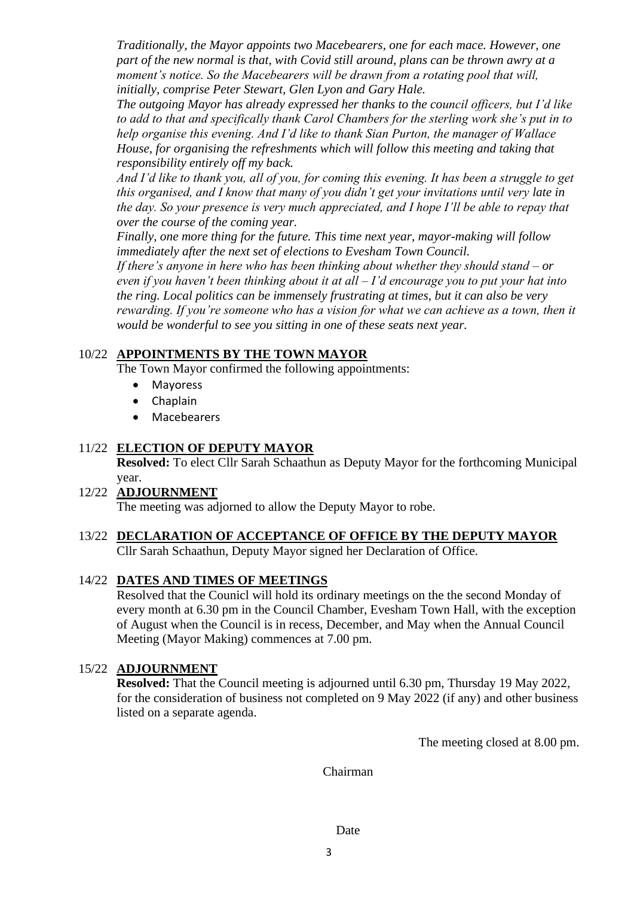*Traditionally, the Mayor appoints two Macebearers, one for each mace. However, one part of the new normal is that, with Covid still around, plans can be thrown awry at a moment's notice. So the Macebearers will be drawn from a rotating pool that will, initially, comprise Peter Stewart, Glen Lyon and Gary Hale.*

*The outgoing Mayor has already expressed her thanks to the council officers, but I'd like to add to that and specifically thank Carol Chambers for the sterling work she's put in to help organise this evening. And I'd like to thank Sian Purton, the manager of Wallace House, for organising the refreshments which will follow this meeting and taking that responsibility entirely off my back.*

*And I'd like to thank you, all of you, for coming this evening. It has been a struggle to get this organised, and I know that many of you didn't get your invitations until very late in the day. So your presence is very much appreciated, and I hope I'll be able to repay that over the course of the coming year.*

*Finally, one more thing for the future. This time next year, mayor-making will follow immediately after the next set of elections to Evesham Town Council.*

*If there's anyone in here who has been thinking about whether they should stand – or even if you haven't been thinking about it at all – I'd encourage you to put your hat into the ring. Local politics can be immensely frustrating at times, but it can also be very rewarding. If you're someone who has a vision for what we can achieve as a town, then it would be wonderful to see you sitting in one of these seats next year.*

## 10/22 **APPOINTMENTS BY THE TOWN MAYOR**

The Town Mayor confirmed the following appointments:

- Mayoress
- Chaplain
- Macebearers

## 11/22 **ELECTION OF DEPUTY MAYOR**

**Resolved:** To elect Cllr Sarah Schaathun as Deputy Mayor for the forthcoming Municipal year.

## 12/22 **ADJOURNMENT**

The meeting was adjorned to allow the Deputy Mayor to robe.

## 13/22 **DECLARATION OF ACCEPTANCE OF OFFICE BY THE DEPUTY MAYOR**

Cllr Sarah Schaathun, Deputy Mayor signed her Declaration of Office.

## 14/22 **DATES AND TIMES OF MEETINGS**

Resolved that the Counicl will hold its ordinary meetings on the the second Monday of every month at 6.30 pm in the Council Chamber, Evesham Town Hall, with the exception of August when the Council is in recess, December, and May when the Annual Council Meeting (Mayor Making) commences at 7.00 pm.

## 15/22 **ADJOURNMENT**

**Resolved:** That the Council meeting is adjourned until 6.30 pm, Thursday 19 May 2022, for the consideration of business not completed on 9 May 2022 (if any) and other business listed on a separate agenda.

The meeting closed at 8.00 pm.

Chairman

Date